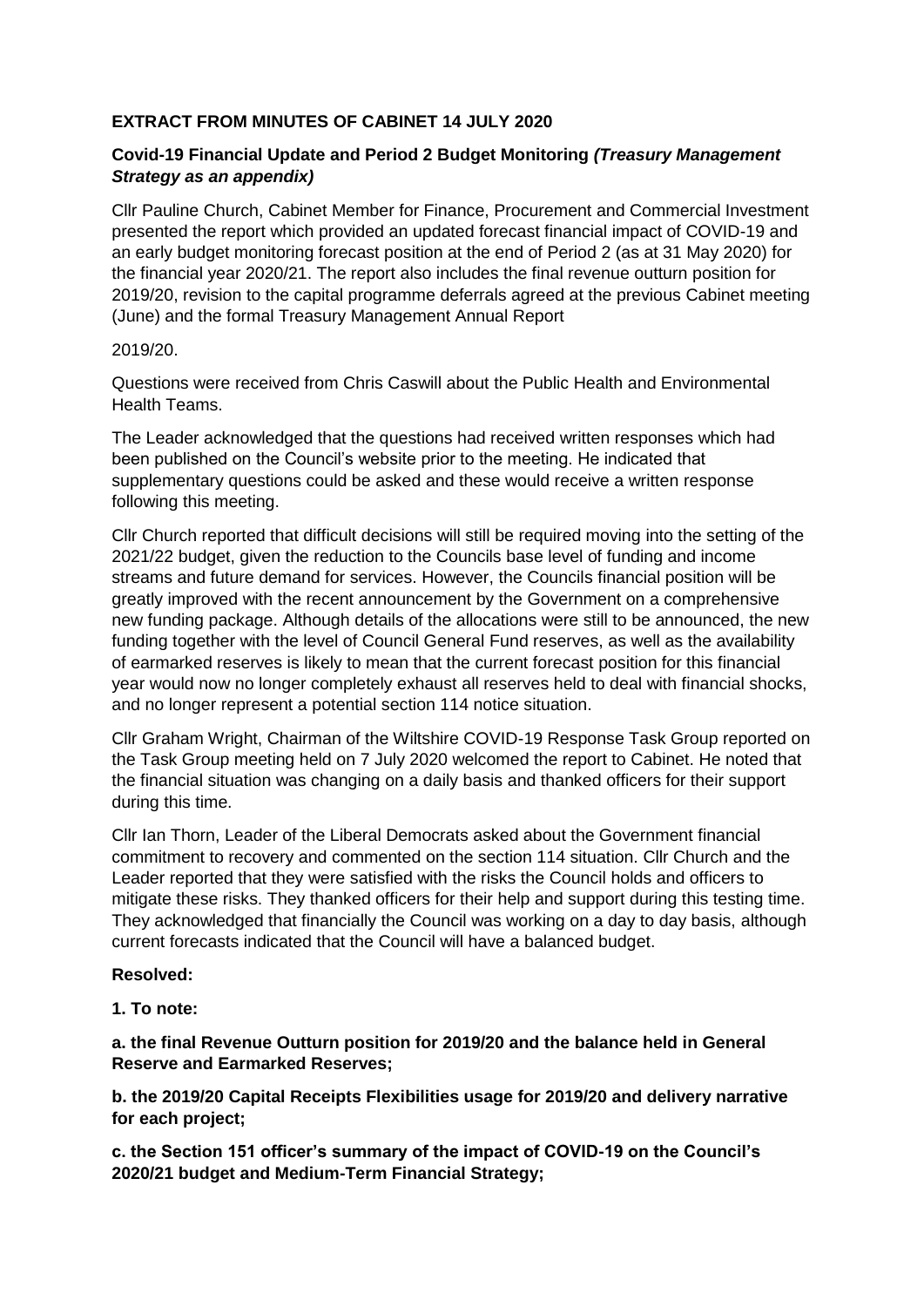**EXTRACT FROM MINUTES OF CABINET 14 JULY 2020**

**Covid-19 Financial Update and Period 2 Budget Monitoring *(Treasury Management Strategy as an appendix)***

Cllr Pauline Church, Cabinet Member for Finance, Procurement and Commercial Investment presented the report which provided an updated forecast financial impact of COVID-19 and an early budget monitoring forecast position at the end of Period 2 (as at 31 May 2020) for the financial year 2020/21. The report also includes the final revenue outturn position for 2019/20, revision to the capital programme deferrals agreed at the previous Cabinet meeting (June) and the formal Treasury Management Annual Report

2019/20.

Questions were received from Chris Caswill about the Public Health and Environmental Health Teams.

The Leader acknowledged that the questions had received written responses which had been published on the Council's website prior to the meeting. He indicated that supplementary questions could be asked and these would receive a written response following this meeting.

Cllr Church reported that difficult decisions will still be required moving into the setting of the 2021/22 budget, given the reduction to the Councils base level of funding and income streams and future demand for services. However, the Councils financial position will be greatly improved with the recent announcement by the Government on a comprehensive new funding package. Although details of the allocations were still to be announced, the new funding together with the level of Council General Fund reserves, as well as the availability of earmarked reserves is likely to mean that the current forecast position for this financial year would now no longer completely exhaust all reserves held to deal with financial shocks, and no longer represent a potential section 114 notice situation.

Cllr Graham Wright, Chairman of the Wiltshire COVID-19 Response Task Group reported on the Task Group meeting held on 7 July 2020 welcomed the report to Cabinet. He noted that the financial situation was changing on a daily basis and thanked officers for their support during this time.

Cllr Ian Thorn, Leader of the Liberal Democrats asked about the Government financial commitment to recovery and commented on the section 114 situation. Cllr Church and the Leader reported that they were satisfied with the risks the Council holds and officers to mitigate these risks. They thanked officers for their help and support during this testing time. They acknowledged that financially the Council was working on a day to day basis, although current forecasts indicated that the Council will have a balanced budget.

**Resolved:**

**1. To note:**

**a. the final Revenue Outturn position for 2019/20 and the balance held in General Reserve and Earmarked Reserves;**

**b. the 2019/20 Capital Receipts Flexibilities usage for 2019/20 and delivery narrative for each project;**

**c. the Section 151 officer's summary of the impact of COVID-19 on the Council's 2020/21 budget and Medium-Term Financial Strategy;**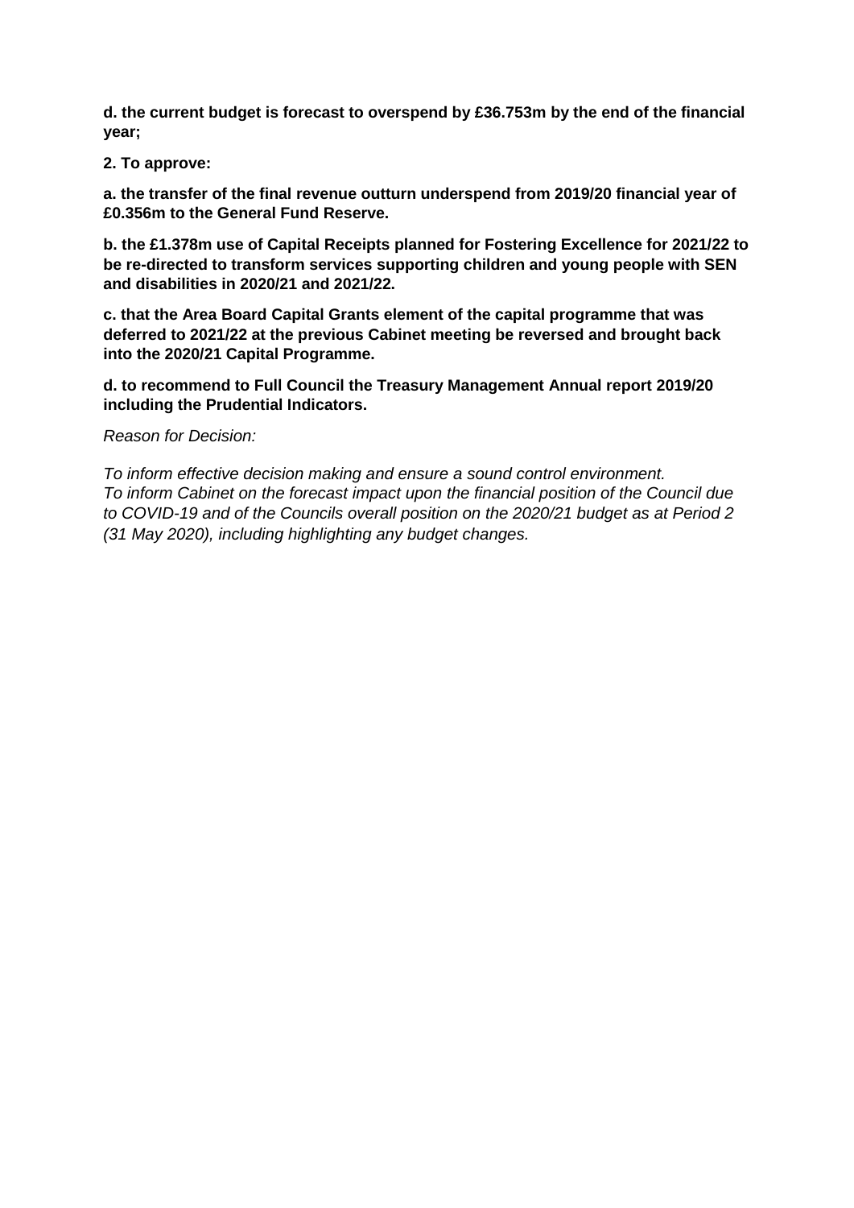**d. the current budget is forecast to overspend by £36.753m by the end of the financial year;**

**2. To approve:**

**a. the transfer of the final revenue outturn underspend from 2019/20 financial year of £0.356m to the General Fund Reserve.**

**b. the £1.378m use of Capital Receipts planned for Fostering Excellence for 2021/22 to be re-directed to transform services supporting children and young people with SEN and disabilities in 2020/21 and 2021/22.**

**c. that the Area Board Capital Grants element of the capital programme that was deferred to 2021/22 at the previous Cabinet meeting be reversed and brought back into the 2020/21 Capital Programme.**

**d. to recommend to Full Council the Treasury Management Annual report 2019/20 including the Prudential Indicators.**

*Reason for Decision:*

*To inform effective decision making and ensure a sound control environment.*
*To inform Cabinet on the forecast impact upon the financial position of the Council due to COVID-19 and of the Councils overall position on the 2020/21 budget as at Period 2 (31 May 2020), including highlighting any budget changes.*